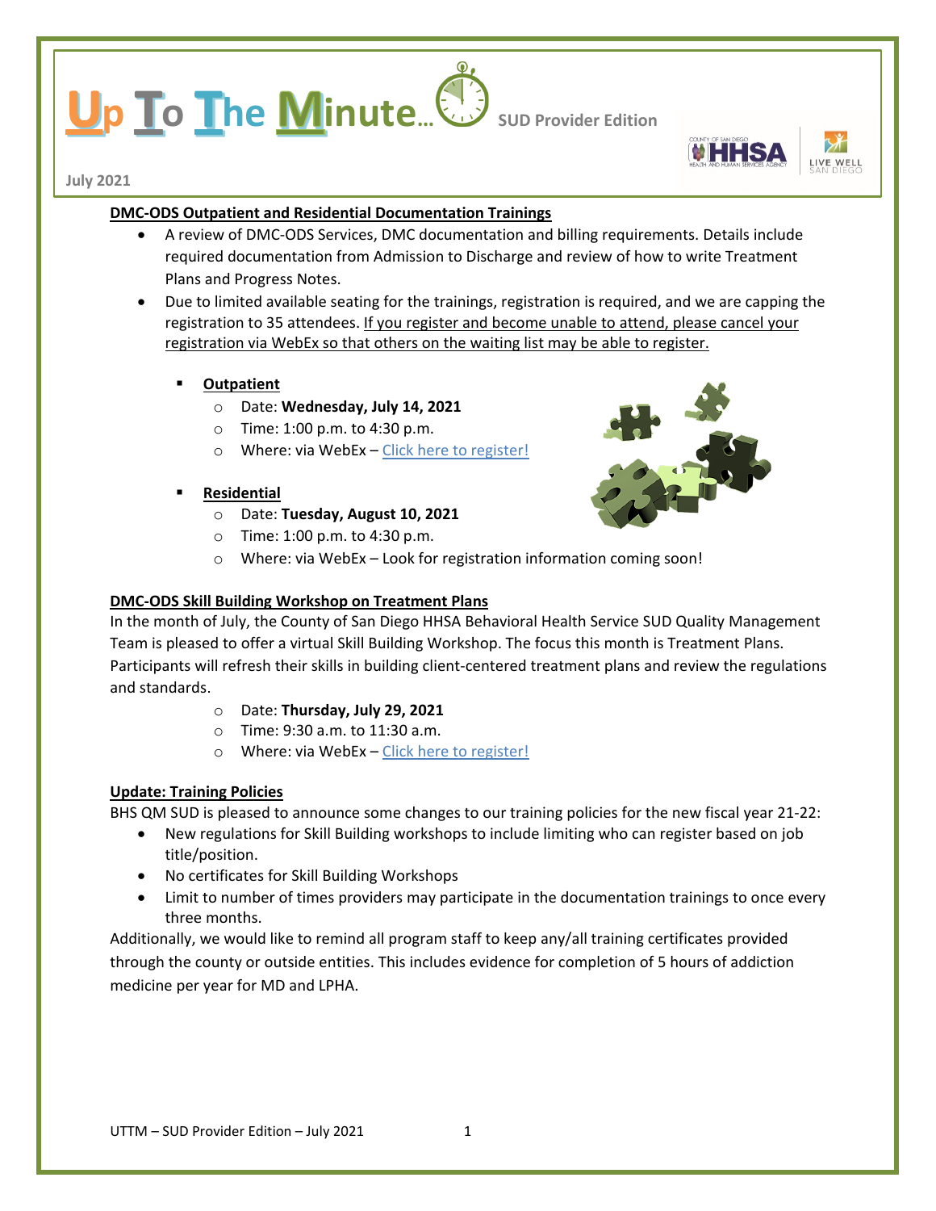# Up To The Minute… SUD Provider Edition

July 2021

**DMC-ODS Outpatient and Residential Documentation Trainings**

- A review of DMC-ODS Services, DMC documentation and billing requirements. Details include required documentation from Admission to Discharge and review of how to write Treatment Plans and Progress Notes.
- Due to limited available seating for the trainings, registration is required, and we are capping the registration to 35 attendees. If you register and become unable to attend, please cancel your registration via WebEx so that others on the waiting list may be able to register.
  - **Outpatient**
    - Date: **Wednesday, July 14, 2021**
    - Time: 1:00 p.m. to 4:30 p.m.
    - Where: via WebEx – Click here to register!
  - **Residential**
    - Date: **Tuesday, August 10, 2021**
    - Time: 1:00 p.m. to 4:30 p.m.
    - Where: via WebEx – Look for registration information coming soon!

**DMC-ODS Skill Building Workshop on Treatment Plans**

In the month of July, the County of San Diego HHSA Behavioral Health Service SUD Quality Management Team is pleased to offer a virtual Skill Building Workshop. The focus this month is Treatment Plans. Participants will refresh their skills in building client-centered treatment plans and review the regulations and standards.

- Date: **Thursday, July 29, 2021**
- Time: 9:30 a.m. to 11:30 a.m.
- Where: via WebEx – Click here to register!

**Update: Training Policies**

BHS QM SUD is pleased to announce some changes to our training policies for the new fiscal year 21-22:

- New regulations for Skill Building workshops to include limiting who can register based on job title/position.
- No certificates for Skill Building Workshops
- Limit to number of times providers may participate in the documentation trainings to once every three months.

Additionally, we would like to remind all program staff to keep any/all training certificates provided through the county or outside entities. This includes evidence for completion of 5 hours of addiction medicine per year for MD and LPHA.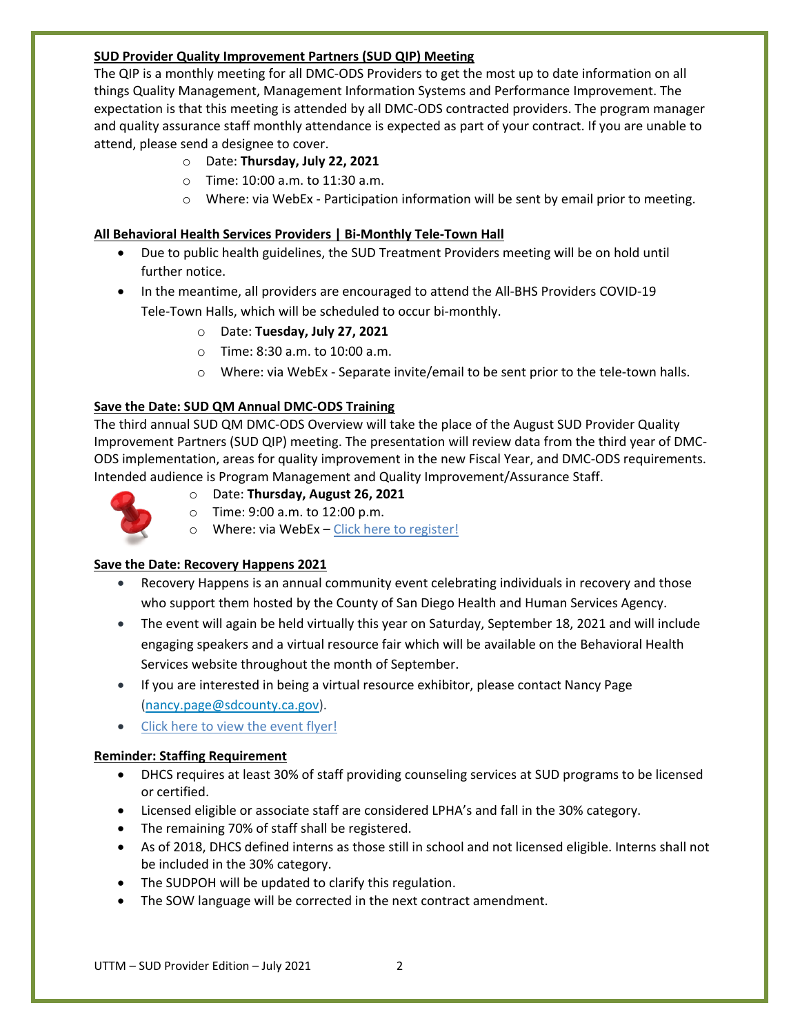**SUD Provider Quality Improvement Partners (SUD QIP) Meeting**

The QIP is a monthly meeting for all DMC-ODS Providers to get the most up to date information on all things Quality Management, Management Information Systems and Performance Improvement. The expectation is that this meeting is attended by all DMC-ODS contracted providers. The program manager and quality assurance staff monthly attendance is expected as part of your contract. If you are unable to attend, please send a designee to cover.

- Date: **Thursday, July 22, 2021**
- Time: 10:00 a.m. to 11:30 a.m.
- Where: via WebEx - Participation information will be sent by email prior to meeting.

**All Behavioral Health Services Providers | Bi-Monthly Tele-Town Hall**

- Due to public health guidelines, the SUD Treatment Providers meeting will be on hold until further notice.
- In the meantime, all providers are encouraged to attend the All-BHS Providers COVID-19 Tele-Town Halls, which will be scheduled to occur bi-monthly.
  - Date: **Tuesday, July 27, 2021**
  - Time: 8:30 a.m. to 10:00 a.m.
  - Where: via WebEx - Separate invite/email to be sent prior to the tele-town halls.

**Save the Date: SUD QM Annual DMC-ODS Training**

The third annual SUD QM DMC-ODS Overview will take the place of the August SUD Provider Quality Improvement Partners (SUD QIP) meeting. The presentation will review data from the third year of DMC-ODS implementation, areas for quality improvement in the new Fiscal Year, and DMC-ODS requirements. Intended audience is Program Management and Quality Improvement/Assurance Staff.

- Date: **Thursday, August 26, 2021**
- Time: 9:00 a.m. to 12:00 p.m.
- Where: via WebEx – Click here to register!

**Save the Date: Recovery Happens 2021**

- Recovery Happens is an annual community event celebrating individuals in recovery and those who support them hosted by the County of San Diego Health and Human Services Agency.
- The event will again be held virtually this year on Saturday, September 18, 2021 and will include engaging speakers and a virtual resource fair which will be available on the Behavioral Health Services website throughout the month of September.
- If you are interested in being a virtual resource exhibitor, please contact Nancy Page (nancy.page@sdcounty.ca.gov).
- Click here to view the event flyer!

**Reminder: Staffing Requirement**

- DHCS requires at least 30% of staff providing counseling services at SUD programs to be licensed or certified.
- Licensed eligible or associate staff are considered LPHA's and fall in the 30% category.
- The remaining 70% of staff shall be registered.
- As of 2018, DHCS defined interns as those still in school and not licensed eligible. Interns shall not be included in the 30% category.
- The SUDPOH will be updated to clarify this regulation.
- The SOW language will be corrected in the next contract amendment.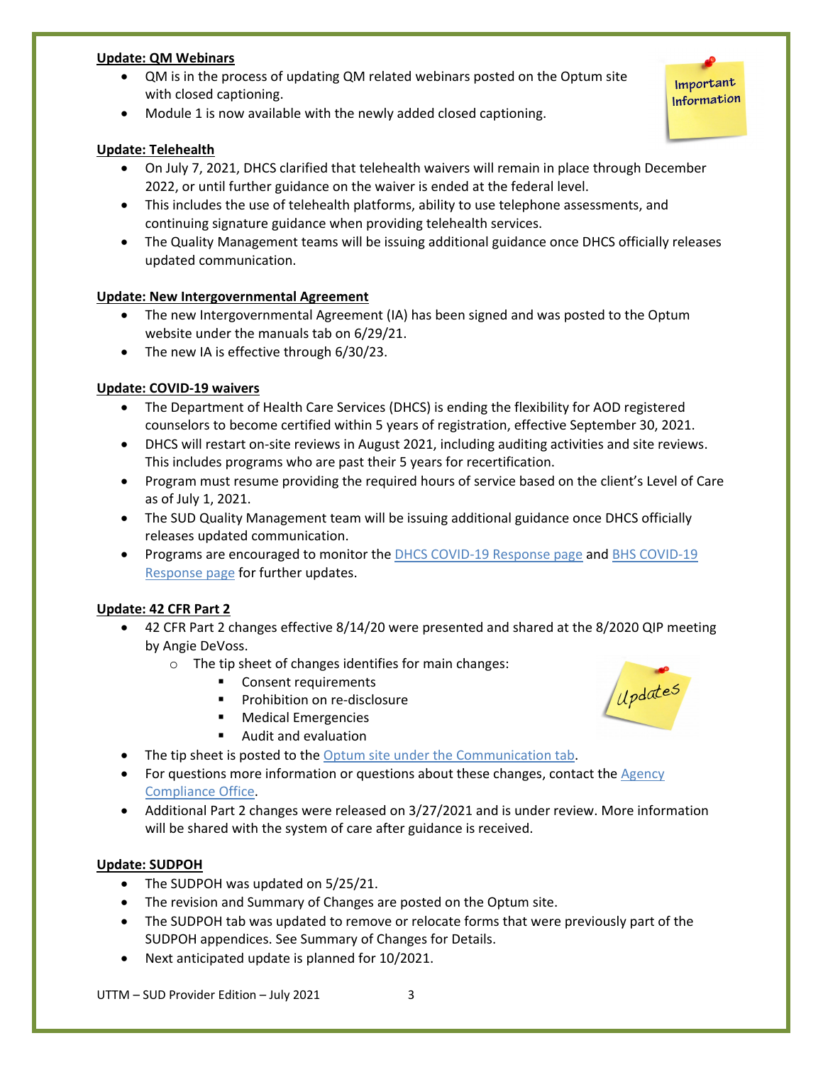**Update: QM Webinars**

- QM is in the process of updating QM related webinars posted on the Optum site with closed captioning.
- Module 1 is now available with the newly added closed captioning.

**Update: Telehealth**

- On July 7, 2021, DHCS clarified that telehealth waivers will remain in place through December 2022, or until further guidance on the waiver is ended at the federal level.
- This includes the use of telehealth platforms, ability to use telephone assessments, and continuing signature guidance when providing telehealth services.
- The Quality Management teams will be issuing additional guidance once DHCS officially releases updated communication.

**Update: New Intergovernmental Agreement**

- The new Intergovernmental Agreement (IA) has been signed and was posted to the Optum website under the manuals tab on 6/29/21.
- The new IA is effective through 6/30/23.

**Update: COVID-19 waivers**

- The Department of Health Care Services (DHCS) is ending the flexibility for AOD registered counselors to become certified within 5 years of registration, effective September 30, 2021.
- DHCS will restart on-site reviews in August 2021, including auditing activities and site reviews. This includes programs who are past their 5 years for recertification.
- Program must resume providing the required hours of service based on the client's Level of Care as of July 1, 2021.
- The SUD Quality Management team will be issuing additional guidance once DHCS officially releases updated communication.
- Programs are encouraged to monitor the DHCS COVID-19 Response page and BHS COVID-19 Response page for further updates.

**Update: 42 CFR Part 2**

- 42 CFR Part 2 changes effective 8/14/20 were presented and shared at the 8/2020 QIP meeting by Angie DeVoss.
  - The tip sheet of changes identifies for main changes:
    - Consent requirements
    - Prohibition on re-disclosure
    - Medical Emergencies
    - Audit and evaluation
- The tip sheet is posted to the Optum site under the Communication tab.
- For questions more information or questions about these changes, contact the Agency Compliance Office.
- Additional Part 2 changes were released on 3/27/2021 and is under review. More information will be shared with the system of care after guidance is received.

**Update: SUDPOH**

- The SUDPOH was updated on 5/25/21.
- The revision and Summary of Changes are posted on the Optum site.
- The SUDPOH tab was updated to remove or relocate forms that were previously part of the SUDPOH appendices. See Summary of Changes for Details.
- Next anticipated update is planned for 10/2021.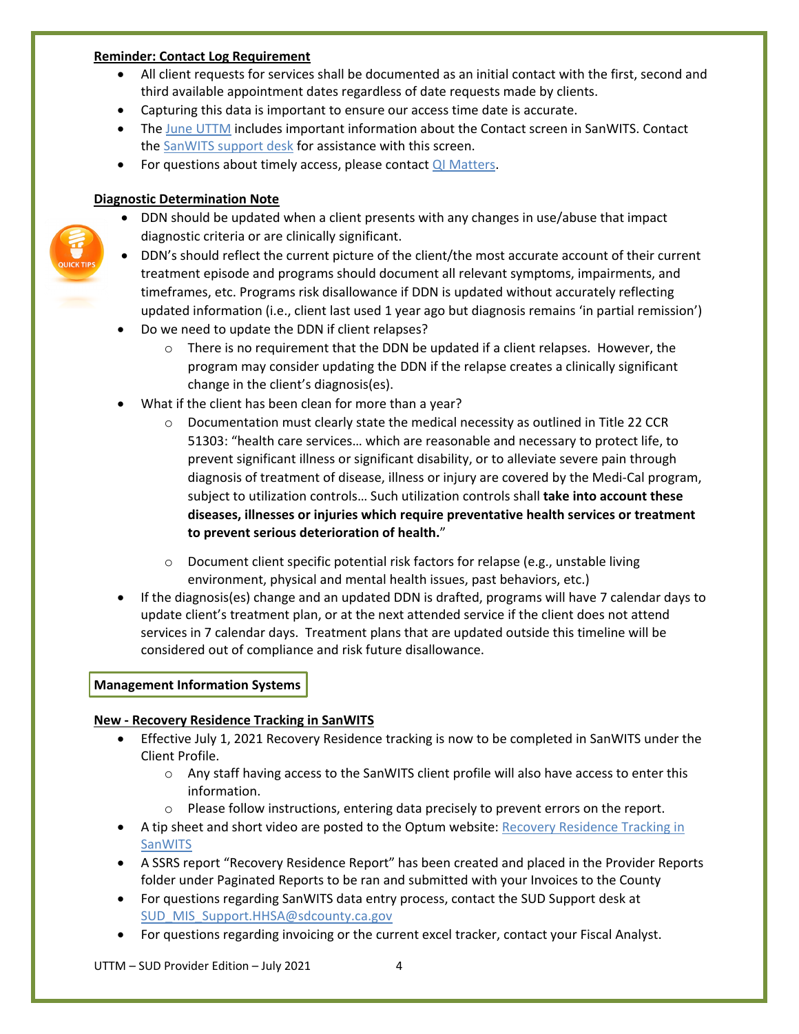**Reminder: Contact Log Requirement**

- All client requests for services shall be documented as an initial contact with the first, second and third available appointment dates regardless of date requests made by clients.
- Capturing this data is important to ensure our access time date is accurate.
- The June UTTM includes important information about the Contact screen in SanWITS. Contact the SanWITS support desk for assistance with this screen.
- For questions about timely access, please contact QI Matters.

**Diagnostic Determination Note**

- DDN should be updated when a client presents with any changes in use/abuse that impact diagnostic criteria or are clinically significant.
- DDN's should reflect the current picture of the client/the most accurate account of their current treatment episode and programs should document all relevant symptoms, impairments, and timeframes, etc. Programs risk disallowance if DDN is updated without accurately reflecting updated information (i.e., client last used 1 year ago but diagnosis remains 'in partial remission')
- Do we need to update the DDN if client relapses?
  - There is no requirement that the DDN be updated if a client relapses. However, the program may consider updating the DDN if the relapse creates a clinically significant change in the client's diagnosis(es).
- What if the client has been clean for more than a year?
  - Documentation must clearly state the medical necessity as outlined in Title 22 CCR 51303: "health care services… which are reasonable and necessary to protect life, to prevent significant illness or significant disability, or to alleviate severe pain through diagnosis of treatment of disease, illness or injury are covered by the Medi-Cal program, subject to utilization controls… Such utilization controls shall **take into account these diseases, illnesses or injuries which require preventative health services or treatment to prevent serious deterioration of health.**"
  - Document client specific potential risk factors for relapse (e.g., unstable living environment, physical and mental health issues, past behaviors, etc.)
- If the diagnosis(es) change and an updated DDN is drafted, programs will have 7 calendar days to update client's treatment plan, or at the next attended service if the client does not attend services in 7 calendar days. Treatment plans that are updated outside this timeline will be considered out of compliance and risk future disallowance.

## Management Information Systems

**New - Recovery Residence Tracking in SanWITS**

- Effective July 1, 2021 Recovery Residence tracking is now to be completed in SanWITS under the Client Profile.
  - Any staff having access to the SanWITS client profile will also have access to enter this information.
  - Please follow instructions, entering data precisely to prevent errors on the report.
- A tip sheet and short video are posted to the Optum website: Recovery Residence Tracking in SanWITS
- A SSRS report "Recovery Residence Report" has been created and placed in the Provider Reports folder under Paginated Reports to be ran and submitted with your Invoices to the County
- For questions regarding SanWITS data entry process, contact the SUD Support desk at SUD_MIS_Support.HHSA@sdcounty.ca.gov
- For questions regarding invoicing or the current excel tracker, contact your Fiscal Analyst.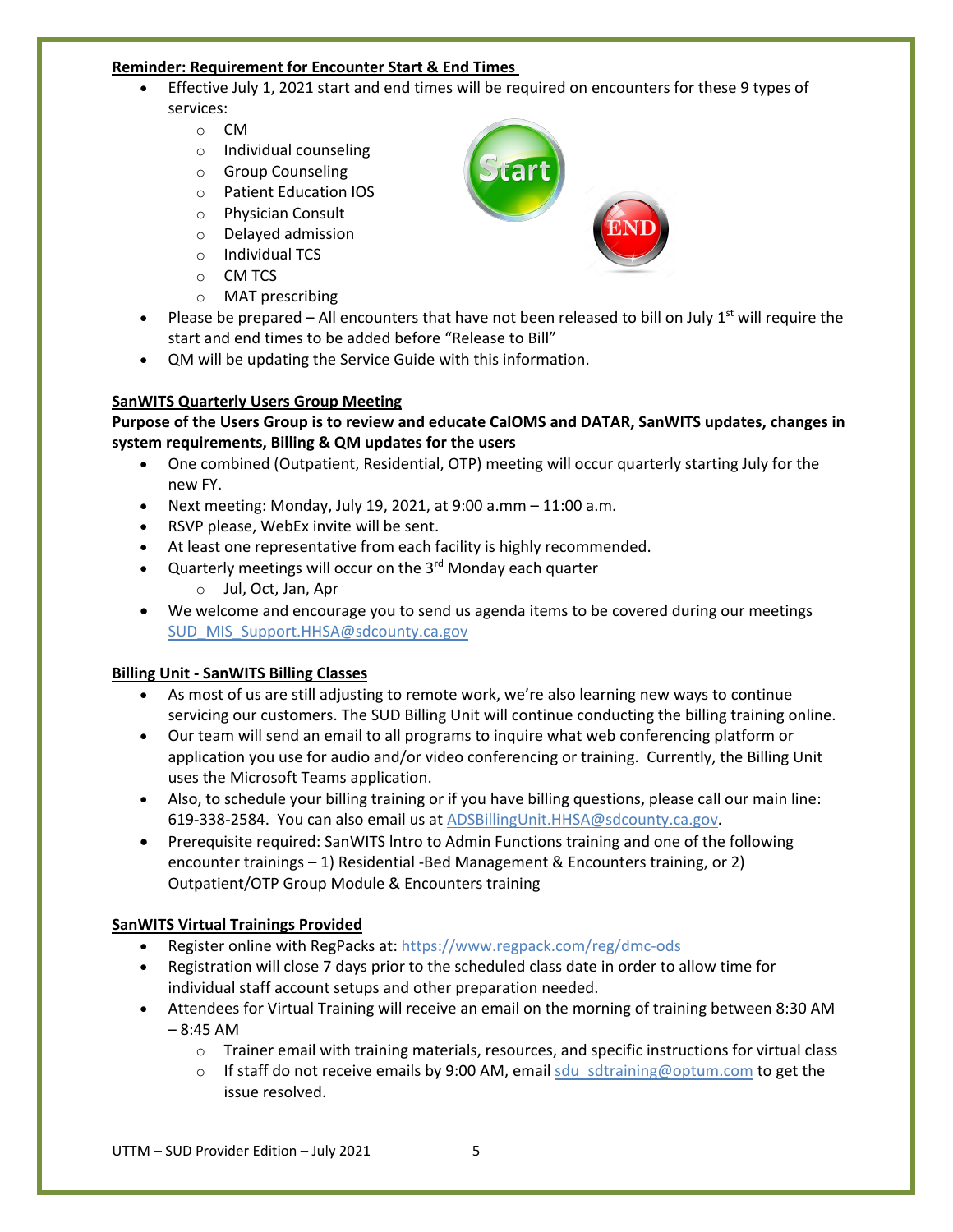**Reminder: Requirement for Encounter Start & End Times**

- Effective July 1, 2021 start and end times will be required on encounters for these 9 types of services:
  - CM
  - Individual counseling
  - Group Counseling
  - Patient Education IOS
  - Physician Consult
  - Delayed admission
  - Individual TCS
  - CM TCS
  - MAT prescribing
- Please be prepared – All encounters that have not been released to bill on July 1st will require the start and end times to be added before "Release to Bill"
- QM will be updating the Service Guide with this information.

**SanWITS Quarterly Users Group Meeting**

**Purpose of the Users Group is to review and educate CalOMS and DATAR, SanWITS updates, changes in system requirements, Billing & QM updates for the users**

- One combined (Outpatient, Residential, OTP) meeting will occur quarterly starting July for the new FY.
- Next meeting: Monday, July 19, 2021, at 9:00 a.mm – 11:00 a.m.
- RSVP please, WebEx invite will be sent.
- At least one representative from each facility is highly recommended.
- Quarterly meetings will occur on the 3rd Monday each quarter
  - Jul, Oct, Jan, Apr
- We welcome and encourage you to send us agenda items to be covered during our meetings SUD_MIS_Support.HHSA@sdcounty.ca.gov

**Billing Unit - SanWITS Billing Classes**

- As most of us are still adjusting to remote work, we're also learning new ways to continue servicing our customers. The SUD Billing Unit will continue conducting the billing training online.
- Our team will send an email to all programs to inquire what web conferencing platform or application you use for audio and/or video conferencing or training. Currently, the Billing Unit uses the Microsoft Teams application.
- Also, to schedule your billing training or if you have billing questions, please call our main line: 619-338-2584. You can also email us at ADSBillingUnit.HHSA@sdcounty.ca.gov.
- Prerequisite required: SanWITS Intro to Admin Functions training and one of the following encounter trainings – 1) Residential -Bed Management & Encounters training, or 2) Outpatient/OTP Group Module & Encounters training

**SanWITS Virtual Trainings Provided**

- Register online with RegPacks at: https://www.regpack.com/reg/dmc-ods
- Registration will close 7 days prior to the scheduled class date in order to allow time for individual staff account setups and other preparation needed.
- Attendees for Virtual Training will receive an email on the morning of training between 8:30 AM – 8:45 AM
  - Trainer email with training materials, resources, and specific instructions for virtual class
  - If staff do not receive emails by 9:00 AM, email sdu_sdtraining@optum.com to get the issue resolved.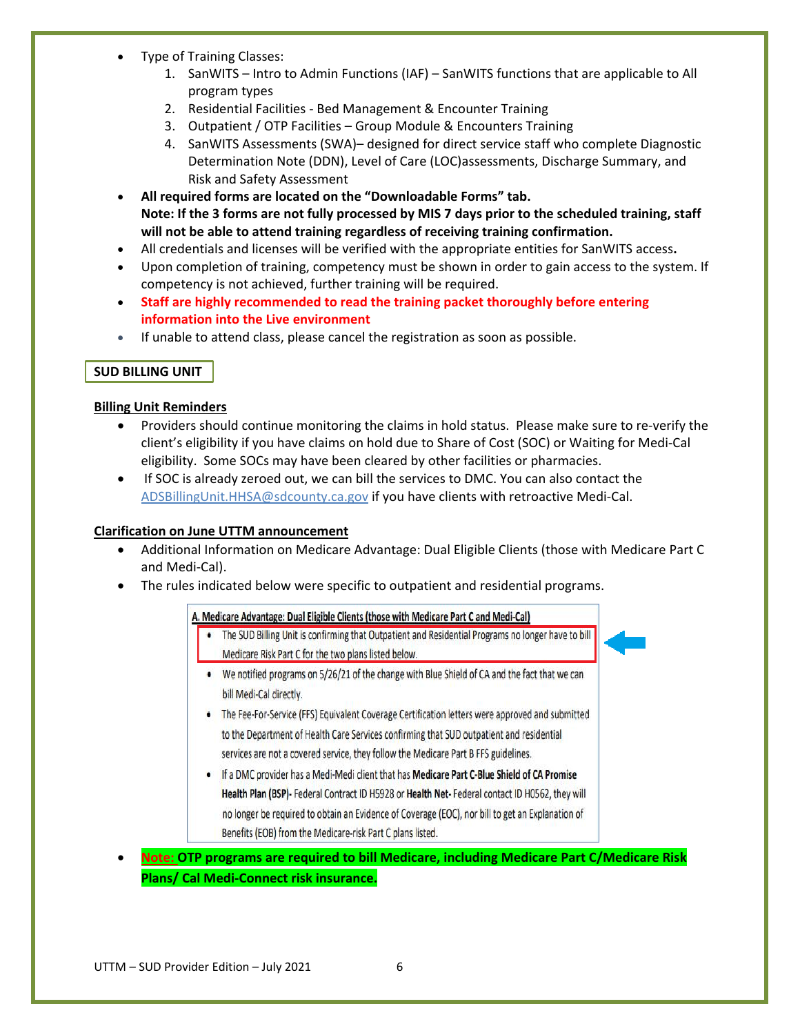- Type of Training Classes:
  1. SanWITS – Intro to Admin Functions (IAF) – SanWITS functions that are applicable to All program types
  2. Residential Facilities - Bed Management & Encounter Training
  3. Outpatient / OTP Facilities – Group Module & Encounters Training
  4. SanWITS Assessments (SWA)– designed for direct service staff who complete Diagnostic Determination Note (DDN), Level of Care (LOC)assessments, Discharge Summary, and Risk and Safety Assessment
- **All required forms are located on the "Downloadable Forms" tab.**
  **Note: If the 3 forms are not fully processed by MIS 7 days prior to the scheduled training, staff will not be able to attend training regardless of receiving training confirmation.**
- All credentials and licenses will be verified with the appropriate entities for SanWITS access**.**
- Upon completion of training, competency must be shown in order to gain access to the system. If competency is not achieved, further training will be required.
- **Staff are highly recommended to read the training packet thoroughly before entering information into the Live environment**
- If unable to attend class, please cancel the registration as soon as possible.

## SUD BILLING UNIT

### Billing Unit Reminders

- Providers should continue monitoring the claims in hold status. Please make sure to re-verify the client's eligibility if you have claims on hold due to Share of Cost (SOC) or Waiting for Medi-Cal eligibility. Some SOCs may have been cleared by other facilities or pharmacies.
- If SOC is already zeroed out, we can bill the services to DMC. You can also contact the ADSBillingUnit.HHSA@sdcounty.ca.gov if you have clients with retroactive Medi-Cal.

### Clarification on June UTTM announcement

- Additional Information on Medicare Advantage: Dual Eligible Clients (those with Medicare Part C and Medi-Cal).
- The rules indicated below were specific to outpatient and residential programs.

**A. Medicare Advantage: Dual Eligible Clients (those with Medicare Part C and Medi-Cal)**

- The SUD Billing Unit is confirming that Outpatient and Residential Programs no longer have to bill Medicare Risk Part C for the two plans listed below.
- We notified programs on 5/26/21 of the change with Blue Shield of CA and the fact that we can bill Medi-Cal directly.
- The Fee-For-Service (FFS) Equivalent Coverage Certification letters were approved and submitted to the Department of Health Care Services confirming that SUD outpatient and residential services are not a covered service, they follow the Medicare Part B FFS guidelines.
- If a DMC provider has a Medi-Medi client that has **Medicare Part C-Blue Shield of CA Promise Health Plan (BSP)**- Federal Contract ID H5928 or **Health Net**- Federal contact ID H0562, they will no longer be required to obtain an Evidence of Coverage (EOC), nor bill to get an Explanation of Benefits (EOB) from the Medicare-risk Part C plans listed.

- **Note: OTP programs are required to bill Medicare, including Medicare Part C/Medicare Risk Plans/ Cal Medi-Connect risk insurance.**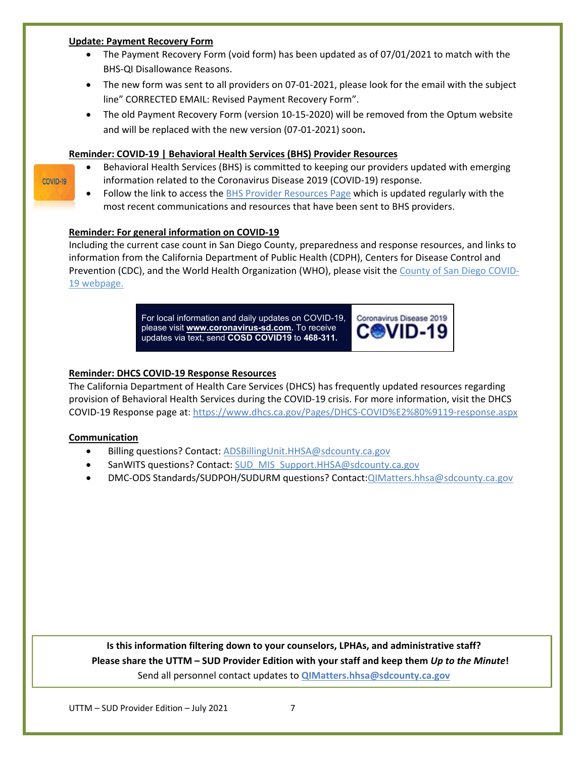**Update: Payment Recovery Form**

- The Payment Recovery Form (void form) has been updated as of 07/01/2021 to match with the BHS-QI Disallowance Reasons.
- The new form was sent to all providers on 07-01-2021, please look for the email with the subject line" CORRECTED EMAIL: Revised Payment Recovery Form".
- The old Payment Recovery Form (version 10-15-2020) will be removed from the Optum website and will be replaced with the new version (07-01-2021) soon.

**Reminder: COVID-19 | Behavioral Health Services (BHS) Provider Resources**

COVID-19

- Behavioral Health Services (BHS) is committed to keeping our providers updated with emerging information related to the Coronavirus Disease 2019 (COVID-19) response.
- Follow the link to access the BHS Provider Resources Page which is updated regularly with the most recent communications and resources that have been sent to BHS providers.

**Reminder: For general information on COVID-19**

Including the current case count in San Diego County, preparedness and response resources, and links to information from the California Department of Public Health (CDPH), Centers for Disease Control and Prevention (CDC), and the World Health Organization (WHO), please visit the County of San Diego COVID-19 webpage.

For local information and daily updates on COVID-19, please visit **www.coronavirus-sd.com.** To receive updates via text, send **COSD COVID19** to **468-311.**

Coronavirus Disease 2019
COVID-19

**Reminder: DHCS COVID-19 Response Resources**

The California Department of Health Care Services (DHCS) has frequently updated resources regarding provision of Behavioral Health Services during the COVID-19 crisis. For more information, visit the DHCS COVID-19 Response page at: https://www.dhcs.ca.gov/Pages/DHCS-COVID%E2%80%9119-response.aspx

**Communication**

- Billing questions? Contact: ADSBillingUnit.HHSA@sdcounty.ca.gov
- SanWITS questions? Contact: SUD_MIS_Support.HHSA@sdcounty.ca.gov
- DMC-ODS Standards/SUDPOH/SUDURM questions? Contact:QIMatters.hhsa@sdcounty.ca.gov

**Is this information filtering down to your counselors, LPHAs, and administrative staff?**
**Please share the UTTM – SUD Provider Edition with your staff and keep them *Up to the Minute*!**
Send all personnel contact updates to **QIMatters.hhsa@sdcounty.ca.gov**